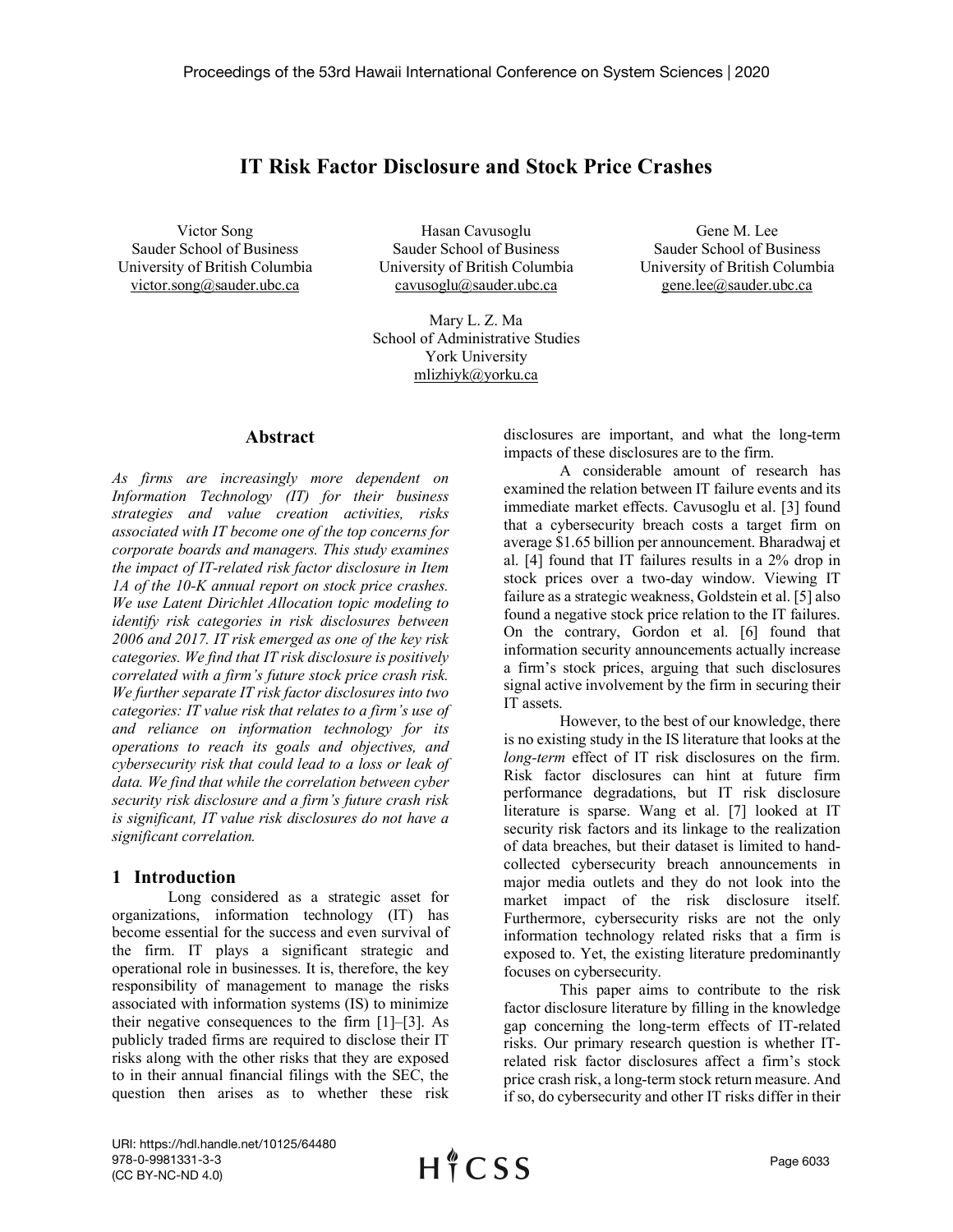# IT Risk Factor Disclosure and Stock Price Crashes

Victor Song
Sauder School of Business
University of British Columbia
victor.song@sauder.ubc.ca

Hasan Cavusoglu
Sauder School of Business
University of British Columbia
cavusoglu@sauder.ubc.ca

Gene M. Lee
Sauder School of Business
University of British Columbia
gene.lee@sauder.ubc.ca

Mary L. Z. Ma
School of Administrative Studies
York University
mlizhiyk@yorku.ca

## Abstract

*As firms are increasingly more dependent on Information Technology (IT) for their business strategies and value creation activities, risks associated with IT become one of the top concerns for corporate boards and managers. This study examines the impact of IT-related risk factor disclosure in Item 1A of the 10-K annual report on stock price crashes. We use Latent Dirichlet Allocation topic modeling to identify risk categories in risk disclosures between 2006 and 2017. IT risk emerged as one of the key risk categories. We find that IT risk disclosure is positively correlated with a firm's future stock price crash risk. We further separate IT risk factor disclosures into two categories: IT value risk that relates to a firm's use of and reliance on information technology for its operations to reach its goals and objectives, and cybersecurity risk that could lead to a loss or leak of data. We find that while the correlation between cyber security risk disclosure and a firm's future crash risk is significant, IT value risk disclosures do not have a significant correlation.*

## 1 Introduction

Long considered as a strategic asset for organizations, information technology (IT) has become essential for the success and even survival of the firm. IT plays a significant strategic and operational role in businesses. It is, therefore, the key responsibility of management to manage the risks associated with information systems (IS) to minimize their negative consequences to the firm [1]–[3]. As publicly traded firms are required to disclose their IT risks along with the other risks that they are exposed to in their annual financial filings with the SEC, the question then arises as to whether these risk disclosures are important, and what the long-term impacts of these disclosures are to the firm.

A considerable amount of research has examined the relation between IT failure events and its immediate market effects. Cavusoglu et al. [3] found that a cybersecurity breach costs a target firm on average $1.65 billion per announcement. Bharadwaj et al. [4] found that IT failures results in a 2% drop in stock prices over a two-day window. Viewing IT failure as a strategic weakness, Goldstein et al. [5] also found a negative stock price relation to the IT failures. On the contrary, Gordon et al. [6] found that information security announcements actually increase a firm's stock prices, arguing that such disclosures signal active involvement by the firm in securing their IT assets.

However, to the best of our knowledge, there is no existing study in the IS literature that looks at the *long-term* effect of IT risk disclosures on the firm. Risk factor disclosures can hint at future firm performance degradations, but IT risk disclosure literature is sparse. Wang et al. [7] looked at IT security risk factors and its linkage to the realization of data breaches, but their dataset is limited to hand-collected cybersecurity breach announcements in major media outlets and they do not look into the market impact of the risk disclosure itself. Furthermore, cybersecurity risks are not the only information technology related risks that a firm is exposed to. Yet, the existing literature predominantly focuses on cybersecurity.

This paper aims to contribute to the risk factor disclosure literature by filling in the knowledge gap concerning the long-term effects of IT-related risks. Our primary research question is whether IT-related risk factor disclosures affect a firm's stock price crash risk, a long-term stock return measure. And if so, do cybersecurity and other IT risks differ in their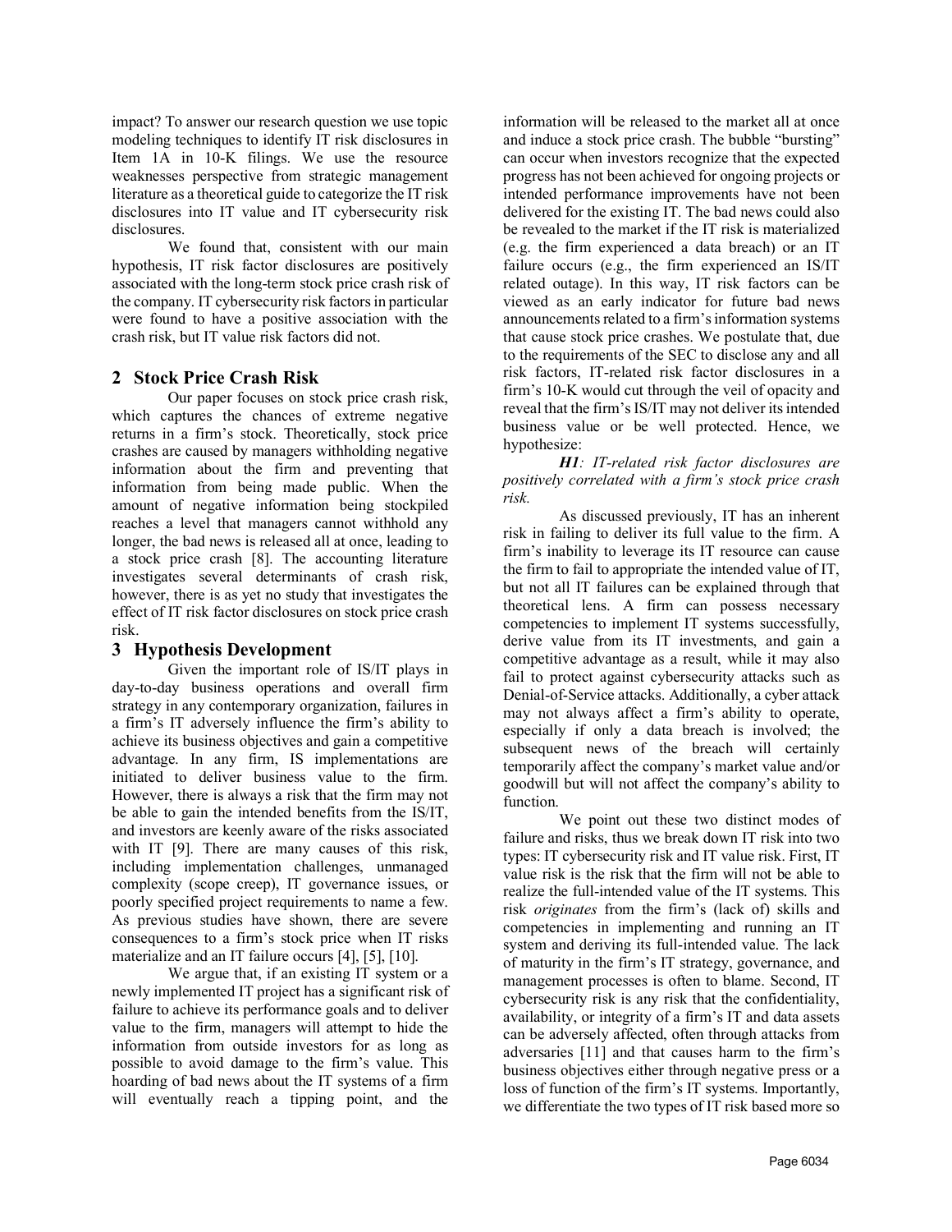impact? To answer our research question we use topic modeling techniques to identify IT risk disclosures in Item 1A in 10-K filings. We use the resource weaknesses perspective from strategic management literature as a theoretical guide to categorize the IT risk disclosures into IT value and IT cybersecurity risk disclosures.

We found that, consistent with our main hypothesis, IT risk factor disclosures are positively associated with the long-term stock price crash risk of the company. IT cybersecurity risk factors in particular were found to have a positive association with the crash risk, but IT value risk factors did not.

## 2 Stock Price Crash Risk

Our paper focuses on stock price crash risk, which captures the chances of extreme negative returns in a firm's stock. Theoretically, stock price crashes are caused by managers withholding negative information about the firm and preventing that information from being made public. When the amount of negative information being stockpiled reaches a level that managers cannot withhold any longer, the bad news is released all at once, leading to a stock price crash [8]. The accounting literature investigates several determinants of crash risk, however, there is as yet no study that investigates the effect of IT risk factor disclosures on stock price crash risk.

## 3 Hypothesis Development

Given the important role of IS/IT plays in day-to-day business operations and overall firm strategy in any contemporary organization, failures in a firm's IT adversely influence the firm's ability to achieve its business objectives and gain a competitive advantage. In any firm, IS implementations are initiated to deliver business value to the firm. However, there is always a risk that the firm may not be able to gain the intended benefits from the IS/IT, and investors are keenly aware of the risks associated with IT [9]. There are many causes of this risk, including implementation challenges, unmanaged complexity (scope creep), IT governance issues, or poorly specified project requirements to name a few. As previous studies have shown, there are severe consequences to a firm's stock price when IT risks materialize and an IT failure occurs [4], [5], [10].

We argue that, if an existing IT system or a newly implemented IT project has a significant risk of failure to achieve its performance goals and to deliver value to the firm, managers will attempt to hide the information from outside investors for as long as possible to avoid damage to the firm's value. This hoarding of bad news about the IT systems of a firm will eventually reach a tipping point, and the information will be released to the market all at once and induce a stock price crash. The bubble "bursting" can occur when investors recognize that the expected progress has not been achieved for ongoing projects or intended performance improvements have not been delivered for the existing IT. The bad news could also be revealed to the market if the IT risk is materialized (e.g. the firm experienced a data breach) or an IT failure occurs (e.g., the firm experienced an IS/IT related outage). In this way, IT risk factors can be viewed as an early indicator for future bad news announcements related to a firm's information systems that cause stock price crashes. We postulate that, due to the requirements of the SEC to disclose any and all risk factors, IT-related risk factor disclosures in a firm's 10-K would cut through the veil of opacity and reveal that the firm's IS/IT may not deliver its intended business value or be well protected. Hence, we hypothesize:

***H1****: IT-related risk factor disclosures are positively correlated with a firm's stock price crash risk.*

As discussed previously, IT has an inherent risk in failing to deliver its full value to the firm. A firm's inability to leverage its IT resource can cause the firm to fail to appropriate the intended value of IT, but not all IT failures can be explained through that theoretical lens. A firm can possess necessary competencies to implement IT systems successfully, derive value from its IT investments, and gain a competitive advantage as a result, while it may also fail to protect against cybersecurity attacks such as Denial-of-Service attacks. Additionally, a cyber attack may not always affect a firm's ability to operate, especially if only a data breach is involved; the subsequent news of the breach will certainly temporarily affect the company's market value and/or goodwill but will not affect the company's ability to function.

We point out these two distinct modes of failure and risks, thus we break down IT risk into two types: IT cybersecurity risk and IT value risk. First, IT value risk is the risk that the firm will not be able to realize the full-intended value of the IT systems. This risk *originates* from the firm's (lack of) skills and competencies in implementing and running an IT system and deriving its full-intended value. The lack of maturity in the firm's IT strategy, governance, and management processes is often to blame. Second, IT cybersecurity risk is any risk that the confidentiality, availability, or integrity of a firm's IT and data assets can be adversely affected, often through attacks from adversaries [11] and that causes harm to the firm's business objectives either through negative press or a loss of function of the firm's IT systems. Importantly, we differentiate the two types of IT risk based more so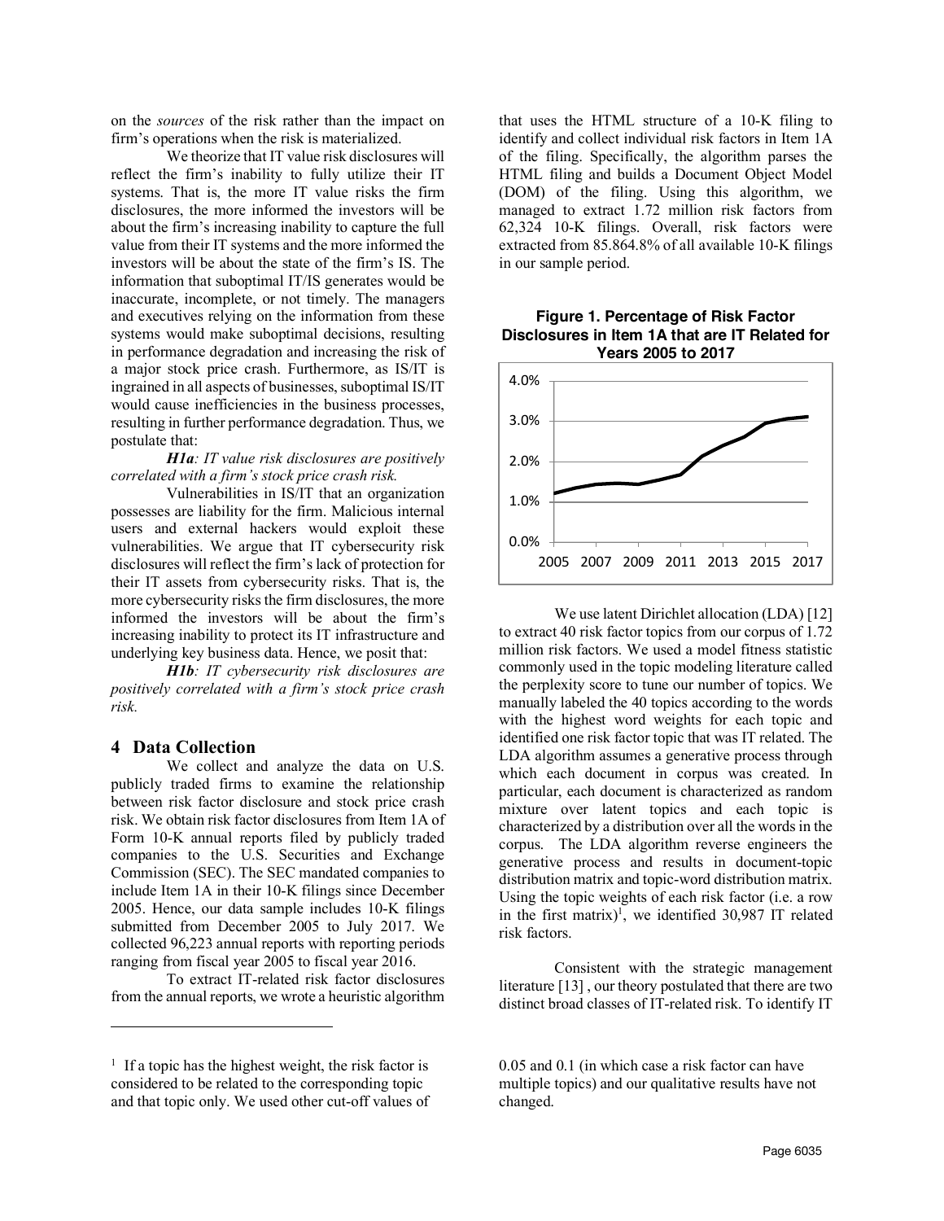on the *sources* of the risk rather than the impact on firm's operations when the risk is materialized.

We theorize that IT value risk disclosures will reflect the firm's inability to fully utilize their IT systems. That is, the more IT value risks the firm disclosures, the more informed the investors will be about the firm's increasing inability to capture the full value from their IT systems and the more informed the investors will be about the state of the firm's IS. The information that suboptimal IT/IS generates would be inaccurate, incomplete, or not timely. The managers and executives relying on the information from these systems would make suboptimal decisions, resulting in performance degradation and increasing the risk of a major stock price crash. Furthermore, as IS/IT is ingrained in all aspects of businesses, suboptimal IS/IT would cause inefficiencies in the business processes, resulting in further performance degradation. Thus, we postulate that:

***H1a**: IT value risk disclosures are positively correlated with a firm's stock price crash risk.*

Vulnerabilities in IS/IT that an organization possesses are liability for the firm. Malicious internal users and external hackers would exploit these vulnerabilities. We argue that IT cybersecurity risk disclosures will reflect the firm's lack of protection for their IT assets from cybersecurity risks. That is, the more cybersecurity risks the firm discloses, the more informed the investors will be about the firm's increasing inability to protect its IT infrastructure and underlying key business data. Hence, we posit that:

***H1b**: IT cybersecurity risk disclosures are positively correlated with a firm's stock price crash risk.*

## 4 Data Collection

We collect and analyze the data on U.S. publicly traded firms to examine the relationship between risk factor disclosure and stock price crash risk. We obtain risk factor disclosures from Item 1A of Form 10-K annual reports filed by publicly traded companies to the U.S. Securities and Exchange Commission (SEC). The SEC mandated companies to include Item 1A in their 10-K filings since December 2005. Hence, our data sample includes 10-K filings submitted from December 2005 to July 2017. We collected 96,223 annual reports with reporting periods ranging from fiscal year 2005 to fiscal year 2016.

To extract IT-related risk factor disclosures from the annual reports, we wrote a heuristic algorithm that uses the HTML structure of a 10-K filing to identify and collect individual risk factors in Item 1A of the filing. Specifically, the algorithm parses the HTML filing and builds a Document Object Model (DOM) of the filing. Using this algorithm, we managed to extract 1.72 million risk factors from 62,324 10-K filings. Overall, risk factors were extracted from 85.864.8% of all available 10-K filings in our sample period.

**Figure 1. Percentage of Risk Factor Disclosures in Item 1A that are IT Related for Years 2005 to 2017**

We use latent Dirichlet allocation (LDA) [12] to extract 40 risk factor topics from our corpus of 1.72 million risk factors. We used a model fitness statistic commonly used in the topic modeling literature called the perplexity score to tune our number of topics. We manually labeled the 40 topics according to the words with the highest word weights for each topic and identified one risk factor topic that was IT related. The LDA algorithm assumes a generative process through which each document in corpus was created. In particular, each document is characterized as random mixture over latent topics and each topic is characterized by a distribution over all the words in the corpus. The LDA algorithm reverse engineers the generative process and results in document-topic distribution matrix and topic-word distribution matrix. Using the topic weights of each risk factor (i.e. a row in the first matrix)[1], we identified 30,987 IT related risk factors.

Consistent with the strategic management literature [13] , our theory postulated that there are two distinct broad classes of IT-related risk. To identify IT

[1] If a topic has the highest weight, the risk factor is considered to be related to the corresponding topic and that topic only. We used other cut-off values of 0.05 and 0.1 (in which case a risk factor can have multiple topics) and our qualitative results have not changed.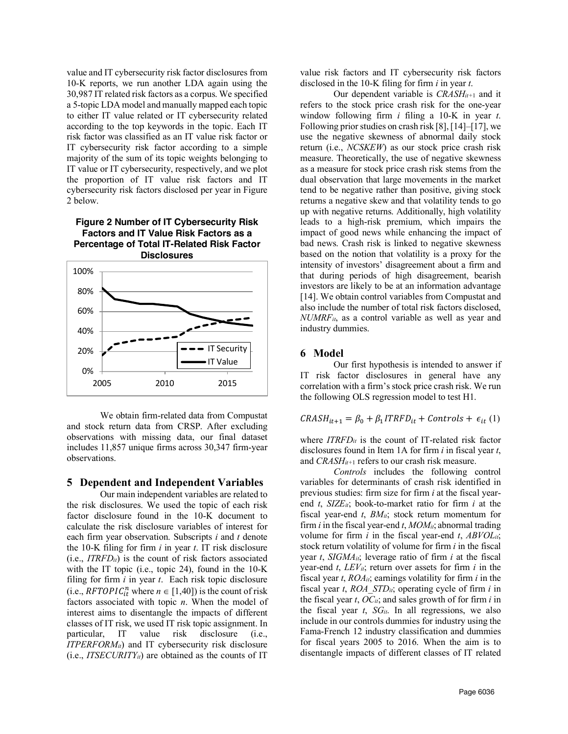value and IT cybersecurity risk factor disclosures from 10-K reports, we run another LDA again using the 30,987 IT related risk factors as a corpus. We specified a 5-topic LDA model and manually mapped each topic to either IT value related or IT cybersecurity related according to the top keywords in the topic. Each IT risk factor was classified as an IT value risk factor or IT cybersecurity risk factor according to a simple majority of the sum of its topic weights belonging to IT value or IT cybersecurity, respectively, and we plot the proportion of IT value risk factors and IT cybersecurity risk factors disclosed per year in Figure 2 below.

**Figure 2 Number of IT Cybersecurity Risk Factors and IT Value Risk Factors as a Percentage of Total IT-Related Risk Factor Disclosures**

We obtain firm-related data from Compustat and stock return data from CRSP. After excluding observations with missing data, our final dataset includes 11,857 unique firms across 30,347 firm-year observations.

## 5 Dependent and Independent Variables

Our main independent variables are related to the risk disclosures. We used the topic of each risk factor disclosure found in the 10-K document to calculate the risk disclosure variables of interest for each firm year observation. Subscripts *i* and *t* denote the 10-K filing for firm *i* in year *t*. IT risk disclosure (i.e., $ITRFD_{it}$) is the count of risk factors associated with the IT topic (i.e., topic 24), found in the 10-K filing for firm *i* in year *t*. Each risk topic disclosure (i.e., $RFTOPIC_{it}^{n}$ where $n \in [1,40]$) is the count of risk factors associated with topic *n*. When the model of interest aims to disentangle the impacts of different classes of IT risk, we used IT risk topic assignment. In particular, IT value risk disclosure (i.e., $ITPERFORM_{it}$) and IT cybersecurity risk disclosure (i.e., $ITSECURITY_{it}$) are obtained as the counts of IT value risk factors and IT cybersecurity risk factors disclosed in the 10-K filing for firm *i* in year *t*.

Our dependent variable is $CRASH_{it+1}$ and it refers to the stock price crash risk for the one-year window following firm *i* filing a 10-K in year *t*. Following prior studies on crash risk [8], [14]–[17], we use the negative skewness of abnormal daily stock return (i.e., *NCSKEW*) as our stock price crash risk measure. Theoretically, the use of negative skewness as a measure for stock price crash risk stems from the dual observation that large movements in the market tend to be negative rather than positive, giving stock returns a negative skew and that volatility tends to go up with negative returns. Additionally, high volatility leads to a high-risk premium, which impairs the impact of good news while enhancing the impact of bad news. Crash risk is linked to negative skewness based on the notion that volatility is a proxy for the intensity of investors' disagreement about a firm and that during periods of high disagreement, bearish investors are likely to be at an information advantage [14]. We obtain control variables from Compustat and also include the number of total risk factors disclosed, $NUMRF_{it}$, as a control variable as well as year and industry dummies.

## 6 Model

Our first hypothesis is intended to answer if IT risk factor disclosures in general have any correlation with a firm's stock price crash risk. We run the following OLS regression model to test H1.

$$CRASH_{it+1} = \beta_0 + \beta_1 ITRFD_{it} + Controls + \epsilon_{it} \quad (1)$$

where $ITRFD_{it}$ is the count of IT-related risk factor disclosures found in Item 1A for firm *i* in fiscal year *t*, and $CRASH_{it+1}$ refers to our crash risk measure.

*Controls* includes the following control variables for determinants of crash risk identified in previous studies: firm size for firm *i* at the fiscal year-end *t*, $SIZE_{it}$; book-to-market ratio for firm *i* at the fiscal year-end *t*, $BM_{it}$; stock return momentum for firm *i* in the fiscal year-end *t*, $MOM_{it}$; abnormal trading volume for firm *i* in the fiscal year-end *t*, $ABVOL_{it}$; stock return volatility of volume for firm *i* in the fiscal year *t*, $SIGMA_{it}$; leverage ratio of firm *i* at the fiscal year-end *t*, $LEV_{it}$; return over assets for firm *i* in the fiscal year *t*, $ROA_{it}$; earnings volatility for firm *i* in the fiscal year *t*, $ROA\_STD_{it}$; operating cycle of firm *i* in the fiscal year *t*, $OC_{it}$; and sales growth of for firm *i* in the fiscal year *t*, $SG_{it}$. In all regressions, we also include in our controls dummies for industry using the Fama-French 12 industry classification and dummies for fiscal years 2005 to 2016. When the aim is to disentangle impacts of different classes of IT related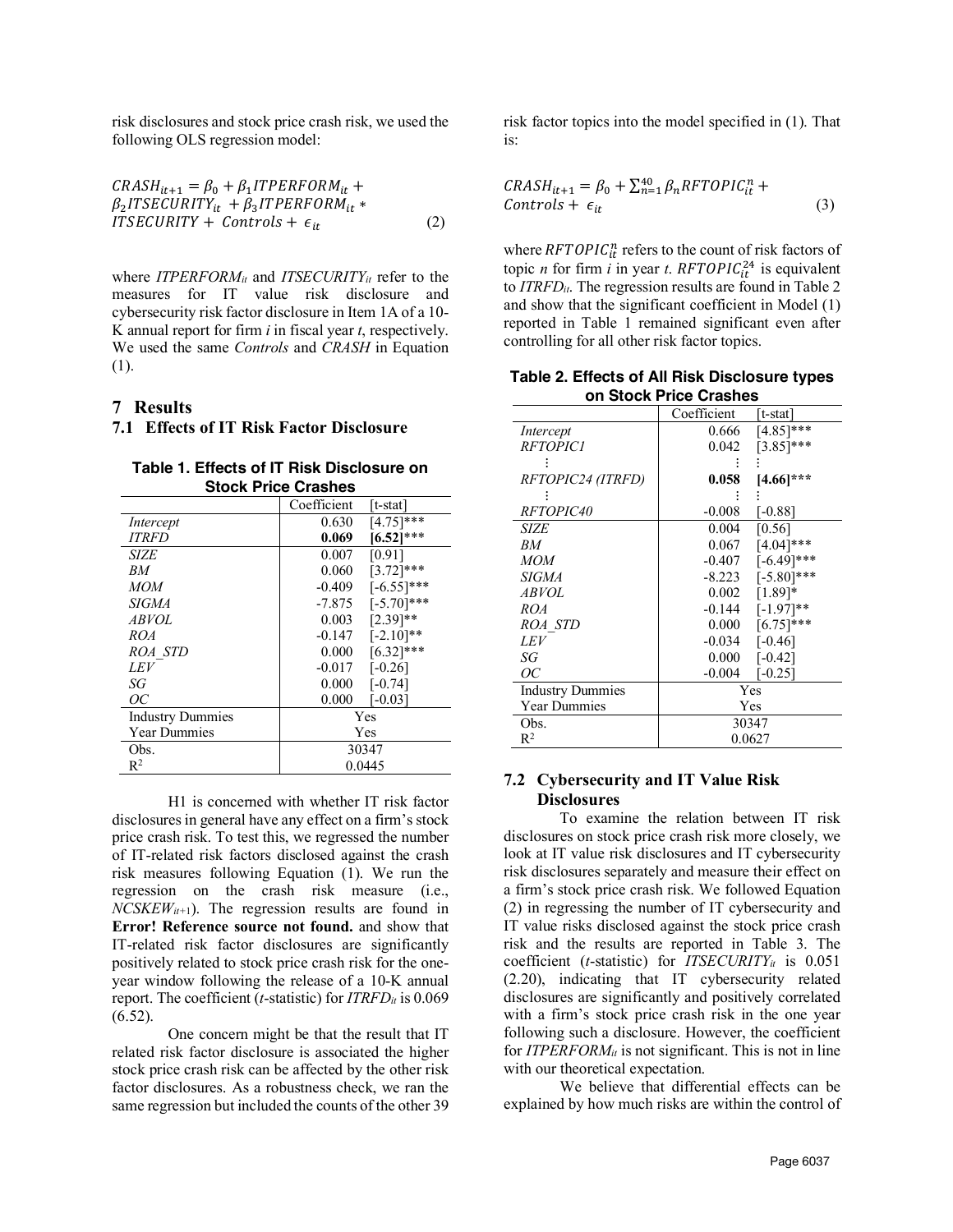risk disclosures and stock price crash risk, we used the following OLS regression model:

$$CRASH_{it+1} = \beta_0 + \beta_1 ITPERFORM_{it} + \beta_2 ITSECURITY_{it} + \beta_3 ITPERFORM_{it} * ITSECURITY + Controls + \epsilon_{it} \quad (2)$$

where $ITPERFORM_{it}$ and $ITSECURITY_{it}$ refer to the measures for IT value risk disclosure and cybersecurity risk factor disclosure in Item 1A of a 10-K annual report for firm *i* in fiscal year *t*, respectively. We used the same *Controls* and *CRASH* in Equation (1).

# 7 Results

## 7.1 Effects of IT Risk Factor Disclosure

**Table 1. Effects of IT Risk Disclosure on Stock Price Crashes**

| | Coefficient | [t-stat] |
|---|---|---|
| *Intercept* | 0.630 | [4.75]*** |
| *ITRFD* | **0.069** | **[6.52]*** ** |
| *SIZE* | 0.007 | [0.91] |
| *BM* | 0.060 | [3.72]*** |
| *MOM* | -0.409 | [-6.55]*** |
| *SIGMA* | -7.875 | [-5.70]*** |
| *ABVOL* | 0.003 | [2.39]** |
| *ROA* | -0.147 | [-2.10]** |
| *ROA_STD* | 0.000 | [6.32]*** |
| *LEV* | -0.017 | [-0.26] |
| *SG* | 0.000 | [-0.74] |
| *OC* | 0.000 | [-0.03] |
| Industry Dummies | Yes | |
| Year Dummies | Yes | |
| Obs. | 30347 | |
| $R^2$ | 0.0445 | |

H1 is concerned with whether IT risk factor disclosures in general have any effect on a firm's stock price crash risk. To test this, we regressed the number of IT-related risk factors disclosed against the crash risk measures following Equation (1). We run the regression on the crash risk measure (i.e., $NCSKEW_{it+1}$). The regression results are found in **Error! Reference source not found.** and show that IT-related risk factor disclosures are significantly positively related to stock price crash risk for the one-year window following the release of a 10-K annual report. The coefficient (*t*-statistic) for $ITRFD_{it}$ is 0.069 (6.52).

One concern might be that the result that IT related risk factor disclosure is associated the higher stock price crash risk can be affected by the other risk factor disclosures. As a robustness check, we ran the same regression but included the counts of the other 39 risk factor topics into the model specified in (1). That is:

$$CRASH_{it+1} = \beta_0 + \sum_{n=1}^{40} \beta_n RFTOPIC_{it}^{n} + Controls + \epsilon_{it} \quad (3)$$

where $RFTOPIC_{it}^{n}$ refers to the count of risk factors of topic *n* for firm *i* in year *t*. $RFTOPIC_{it}^{24}$ is equivalent to $ITRFD_{it}$. The regression results are found in Table 2 and show that the significant coefficient in Model (1) reported in Table 1 remained significant even after controlling for all other risk factor topics.

**Table 2. Effects of All Risk Disclosure types on Stock Price Crashes**

| | Coefficient | [t-stat] |
|---|---|---|
| *Intercept* | 0.666 | [4.85]*** |
| *RFTOPIC1* | 0.042 | [3.85]*** |
| ⋮ | ⋮ | ⋮ |
| *RFTOPIC24 (ITRFD)* | **0.058** | **[4.66]*** ** |
| ⋮ | ⋮ | ⋮ |
| *RFTOPIC40* | -0.008 | [-0.88] |
| *SIZE* | 0.004 | [0.56] |
| *BM* | 0.067 | [4.04]*** |
| *MOM* | -0.407 | [-6.49]*** |
| *SIGMA* | -8.223 | [-5.80]*** |
| *ABVOL* | 0.002 | [1.89]* |
| *ROA* | -0.144 | [-1.97]** |
| *ROA_STD* | 0.000 | [6.75]*** |
| *LEV* | -0.034 | [-0.46] |
| *SG* | 0.000 | [-0.42] |
| *OC* | -0.004 | [-0.25] |
| Industry Dummies | Yes | |
| Year Dummies | Yes | |
| Obs. | 30347 | |
| $R^2$ | 0.0627 | |

## 7.2 Cybersecurity and IT Value Risk Disclosures

To examine the relation between IT risk disclosures on stock price crash risk more closely, we look at IT value risk disclosures and IT cybersecurity risk disclosures separately and measure their effect on a firm's stock price crash risk. We followed Equation (2) in regressing the number of IT cybersecurity and IT value risks disclosed against the stock price crash risk and the results are reported in Table 3. The coefficient (*t*-statistic) for $ITSECURITY_{it}$ is 0.051 (2.20), indicating that IT cybersecurity related disclosures are significantly and positively correlated with a firm's stock price crash risk in the one year following such a disclosure. However, the coefficient for $ITPERFORM_{it}$ is not significant. This is not in line with our theoretical expectation.

We believe that differential effects can be explained by how much risks are within the control of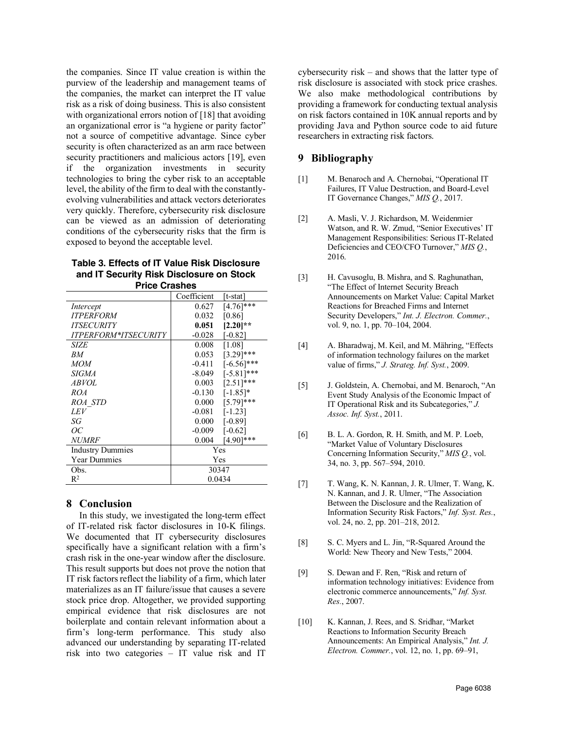the companies. Since IT value creation is within the purview of the leadership and management teams of the companies, the market can interpret the IT value risk as a risk of doing business. This is also consistent with organizational errors notion of [18] that avoiding an organizational error is "a hygiene or parity factor" not a source of competitive advantage. Since cyber security is often characterized as an arm race between security practitioners and malicious actors [19], even if the organization investments in security technologies to bring the cyber risk to an acceptable level, the ability of the firm to deal with the constantly-evolving vulnerabilities and attack vectors deteriorates very quickly. Therefore, cybersecurity risk disclosure can be viewed as an admission of deteriorating conditions of the cybersecurity risks that the firm is exposed to beyond the acceptable level.

**Table 3. Effects of IT Value Risk Disclosure and IT Security Risk Disclosure on Stock Price Crashes**

| | Coefficient | [t-stat] |
|---|---|---|
| *Intercept* | 0.627 | [4.76]*** |
| *ITPERFORM* | 0.032 | [0.86] |
| *ITSECURITY* | **0.051** | **[2.20]**** |
| *ITPERFORM\*ITSECURITY* | -0.028 | [-0.82] |
| *SIZE* | 0.008 | [1.08] |
| *BM* | 0.053 | [3.29]*** |
| *MOM* | -0.411 | [-6.56]*** |
| *SIGMA* | -8.049 | [-5.81]*** |
| *ABVOL* | 0.003 | [2.51]*** |
| *ROA* | -0.130 | [-1.85]* |
| *ROA_STD* | 0.000 | [5.79]*** |
| *LEV* | -0.081 | [-1.23] |
| *SG* | 0.000 | [-0.89] |
| *OC* | -0.009 | [-0.62] |
| *NUMRF* | 0.004 | [4.90]*** |
| Industry Dummies | Yes | |
| Year Dummies | Yes | |
| Obs. | 30347 | |
| $R^2$ | 0.0434 | |

## 8 Conclusion

In this study, we investigated the long-term effect of IT-related risk factor disclosures in 10-K filings. We documented that IT cybersecurity disclosures specifically have a significant relation with a firm's crash risk in the one-year window after the disclosure. This result supports but does not prove the notion that IT risk factors reflect the liability of a firm, which later materializes as an IT failure/issue that causes a severe stock price drop. Altogether, we provided supporting empirical evidence that risk disclosures are not boilerplate and contain relevant information about a firm's long-term performance. This study also advanced our understanding by separating IT-related risk into two categories – IT value risk and IT cybersecurity risk – and shows that the latter type of risk disclosure is associated with stock price crashes. We also make methodological contributions by providing a framework for conducting textual analysis on risk factors contained in 10K annual reports and by providing Java and Python source code to aid future researchers in extracting risk factors.

## 9 Bibliography

[1] M. Benaroch and A. Chernobai, "Operational IT Failures, IT Value Destruction, and Board-Level IT Governance Changes," *MIS Q.*, 2017.

[2] A. Masli, V. J. Richardson, M. Weidenmier Watson, and R. W. Zmud, "Senior Executives' IT Management Responsibilities: Serious IT-Related Deficiencies and CEO/CFO Turnover," *MIS Q.*, 2016.

[3] H. Cavusoglu, B. Mishra, and S. Raghunathan, "The Effect of Internet Security Breach Announcements on Market Value: Capital Market Reactions for Breached Firms and Internet Security Developers," *Int. J. Electron. Commer.*, vol. 9, no. 1, pp. 70–104, 2004.

[4] A. Bharadwaj, M. Keil, and M. Mähring, "Effects of information technology failures on the market value of firms," *J. Strateg. Inf. Syst.*, 2009.

[5] J. Goldstein, A. Chernobai, and M. Benaroch, "An Event Study Analysis of the Economic Impact of IT Operational Risk and its Subcategories," *J. Assoc. Inf. Syst.*, 2011.

[6] B. L. A. Gordon, R. H. Smith, and M. P. Loeb, "Market Value of Voluntary Disclosures Concerning Information Security," *MIS Q.*, vol. 34, no. 3, pp. 567–594, 2010.

[7] T. Wang, K. N. Kannan, J. R. Ulmer, T. Wang, K. N. Kannan, and J. R. Ulmer, "The Association Between the Disclosure and the Realization of Information Security Risk Factors," *Inf. Syst. Res.*, vol. 24, no. 2, pp. 201–218, 2012.

[8] S. C. Myers and L. Jin, "R-Squared Around the World: New Theory and New Tests," 2004.

[9] S. Dewan and F. Ren, "Risk and return of information technology initiatives: Evidence from electronic commerce announcements," *Inf. Syst. Res.*, 2007.

[10] K. Kannan, J. Rees, and S. Sridhar, "Market Reactions to Information Security Breach Announcements: An Empirical Analysis," *Int. J. Electron. Commer.*, vol. 12, no. 1, pp. 69–91,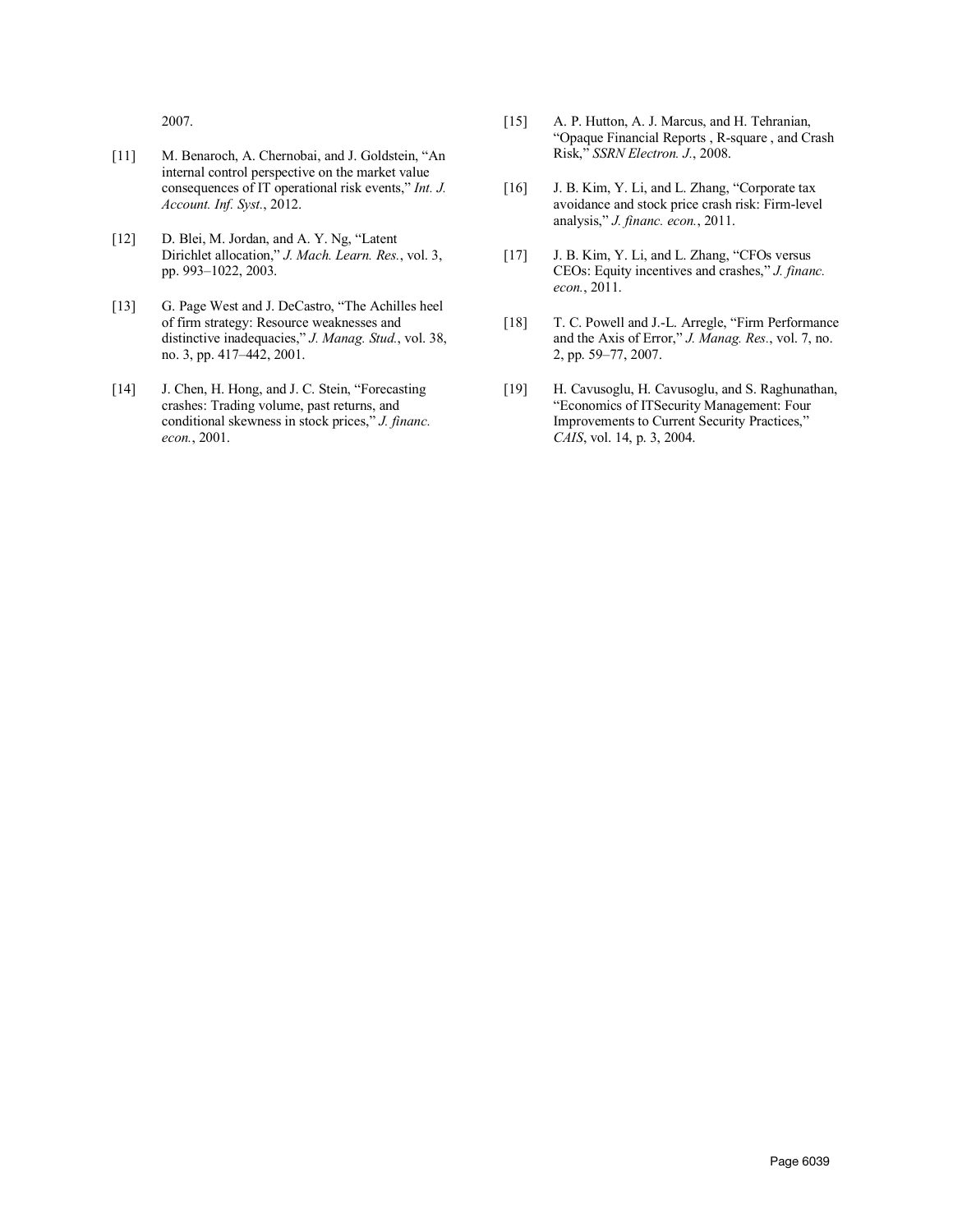2007.

[11] M. Benaroch, A. Chernobai, and J. Goldstein, “An internal control perspective on the market value consequences of IT operational risk events,” *Int. J. Account. Inf. Syst.*, 2012.

[12] D. Blei, M. Jordan, and A. Y. Ng, “Latent Dirichlet allocation,” *J. Mach. Learn. Res.*, vol. 3, pp. 993–1022, 2003.

[13] G. Page West and J. DeCastro, “The Achilles heel of firm strategy: Resource weaknesses and distinctive inadequacies,” *J. Manag. Stud.*, vol. 38, no. 3, pp. 417–442, 2001.

[14] J. Chen, H. Hong, and J. C. Stein, “Forecasting crashes: Trading volume, past returns, and conditional skewness in stock prices,” *J. financ. econ.*, 2001.

[15] A. P. Hutton, A. J. Marcus, and H. Tehranian, “Opaque Financial Reports , R-square , and Crash Risk,” *SSRN Electron. J.*, 2008.

[16] J. B. Kim, Y. Li, and L. Zhang, “Corporate tax avoidance and stock price crash risk: Firm-level analysis,” *J. financ. econ.*, 2011.

[17] J. B. Kim, Y. Li, and L. Zhang, “CFOs versus CEOs: Equity incentives and crashes,” *J. financ. econ.*, 2011.

[18] T. C. Powell and J.-L. Arregle, “Firm Performance and the Axis of Error,” *J. Manag. Res.*, vol. 7, no. 2, pp. 59–77, 2007.

[19] H. Cavusoglu, H. Cavusoglu, and S. Raghunathan, “Economics of ITSecurity Management: Four Improvements to Current Security Practices,” *CAIS*, vol. 14, p. 3, 2004.